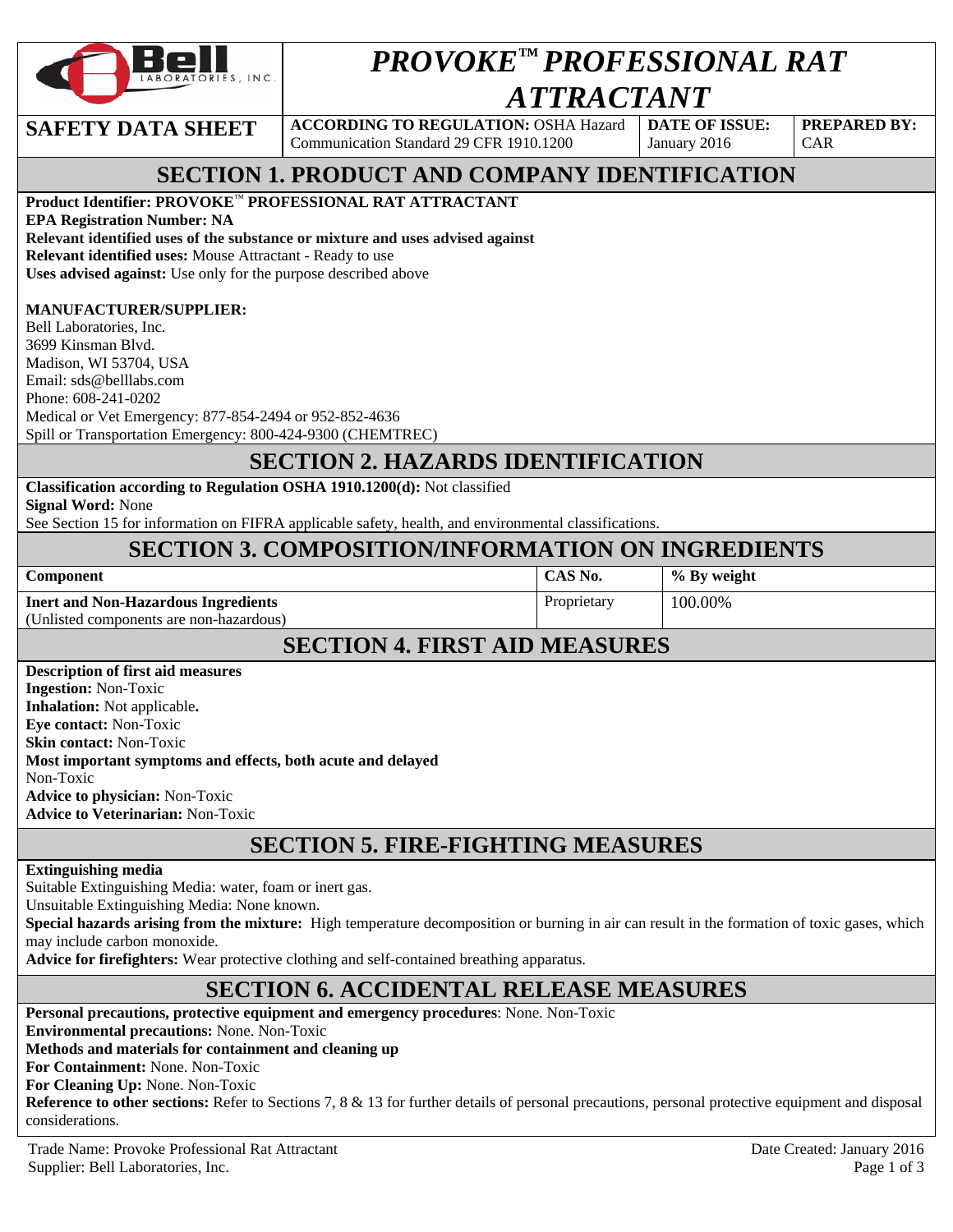# PROVOKE™ PROFESSIONAL RAT ATTRACTANT

| SAFETY DATA SHEET | ACCORDING TO REGULATION: OSHA Hazard Communication Standard 29 CFR 1910.1200 | DATE OF ISSUE: January 2016 | PREPARED BY: CAR |
|---|---|---|---|

## SECTION 1. PRODUCT AND COMPANY IDENTIFICATION

**Product Identifier: PROVOKE™ PROFESSIONAL RAT ATTRACTANT**
**EPA Registration Number: NA**
**Relevant identified uses of the substance or mixture and uses advised against**
**Relevant identified uses:** Mouse Attractant - Ready to use
**Uses advised against:** Use only for the purpose described above

**MANUFACTURER/SUPPLIER:**
Bell Laboratories, Inc.
3699 Kinsman Blvd.
Madison, WI 53704, USA
Email: sds@belllabs.com
Phone: 608-241-0202
Medical or Vet Emergency: 877-854-2494 or 952-852-4636
Spill or Transportation Emergency: 800-424-9300 (CHEMTREC)

## SECTION 2. HAZARDS IDENTIFICATION

**Classification according to Regulation OSHA 1910.1200(d):** Not classified
**Signal Word:** None
See Section 15 for information on FIFRA applicable safety, health, and environmental classifications.

## SECTION 3. COMPOSITION/INFORMATION ON INGREDIENTS

| Component | CAS No. | % By weight |
|---|---|---|
| **Inert and Non-Hazardous Ingredients** (Unlisted components are non-hazardous) | Proprietary | 100.00% |

## SECTION 4. FIRST AID MEASURES

**Description of first aid measures**
**Ingestion:** Non-Toxic
**Inhalation:** Not applicable.
**Eye contact:** Non-Toxic
**Skin contact:** Non-Toxic
**Most important symptoms and effects, both acute and delayed**
Non-Toxic
**Advice to physician:** Non-Toxic
**Advice to Veterinarian:** Non-Toxic

## SECTION 5. FIRE-FIGHTING MEASURES

**Extinguishing media**
Suitable Extinguishing Media: water, foam or inert gas.
Unsuitable Extinguishing Media: None known.
**Special hazards arising from the mixture:** High temperature decomposition or burning in air can result in the formation of toxic gases, which may include carbon monoxide.
**Advice for firefighters:** Wear protective clothing and self-contained breathing apparatus.

## SECTION 6. ACCIDENTAL RELEASE MEASURES

**Personal precautions, protective equipment and emergency procedures**: None. Non-Toxic
**Environmental precautions:** None. Non-Toxic
**Methods and materials for containment and cleaning up**
**For Containment:** None. Non-Toxic
**For Cleaning Up:** None. Non-Toxic
**Reference to other sections:** Refer to Sections 7, 8 & 13 for further details of personal precautions, personal protective equipment and disposal considerations.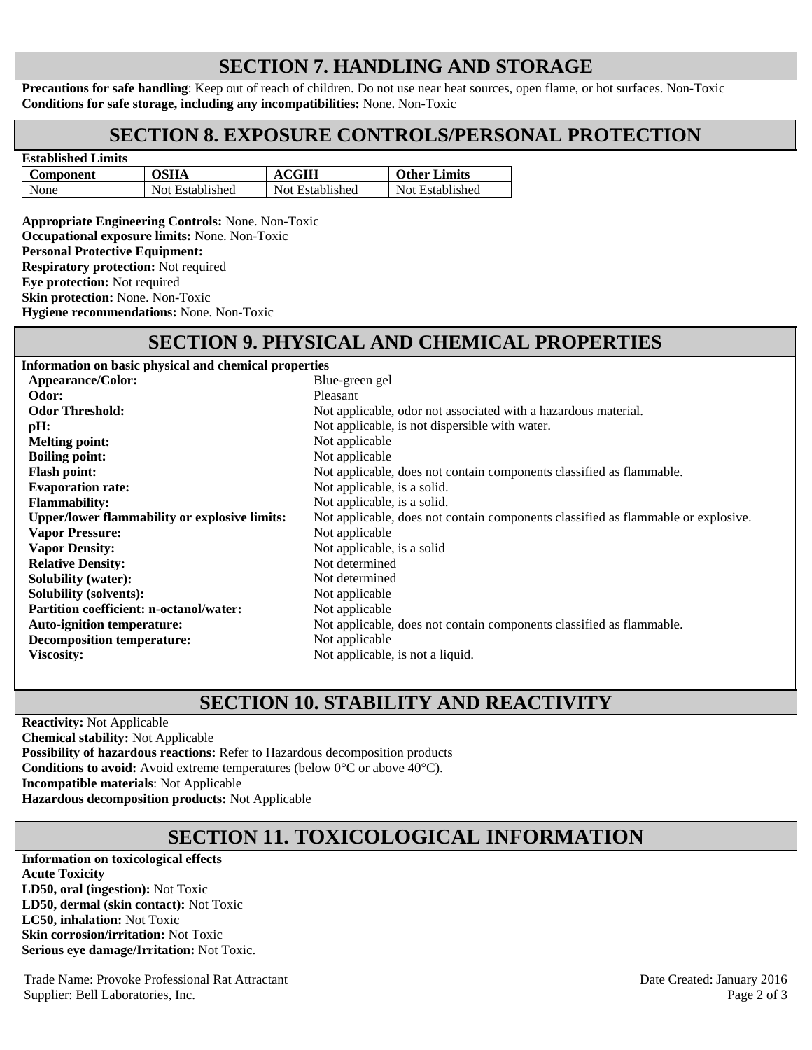## SECTION 7. HANDLING AND STORAGE

**Precautions for safe handling**: Keep out of reach of children. Do not use near heat sources, open flame, or hot surfaces. Non-Toxic
**Conditions for safe storage, including any incompatibilities:** None. Non-Toxic

## SECTION 8. EXPOSURE CONTROLS/PERSONAL PROTECTION

**Established Limits**

| Component | OSHA | ACGIH | Other Limits |
|---|---|---|---|
| None | Not Established | Not Established | Not Established |

**Appropriate Engineering Controls:** None. Non-Toxic
**Occupational exposure limits:** None. Non-Toxic
**Personal Protective Equipment:**
**Respiratory protection:** Not required
**Eye protection:** Not required
**Skin protection:** None. Non-Toxic
**Hygiene recommendations:** None. Non-Toxic

## SECTION 9. PHYSICAL AND CHEMICAL PROPERTIES

**Information on basic physical and chemical properties**

| | |
|---|---|
| **Appearance/Color:** | Blue-green gel |
| **Odor:** | Pleasant |
| **Odor Threshold:** | Not applicable, odor not associated with a hazardous material. |
| **pH:** | Not applicable, is not dispersible with water. |
| **Melting point:** | Not applicable |
| **Boiling point:** | Not applicable |
| **Flash point:** | Not applicable, does not contain components classified as flammable. |
| **Evaporation rate:** | Not applicable, is a solid. |
| **Flammability:** | Not applicable, is a solid. |
| **Upper/lower flammability or explosive limits:** | Not applicable, does not contain components classified as flammable or explosive. |
| **Vapor Pressure:** | Not applicable |
| **Vapor Density:** | Not applicable, is a solid |
| **Relative Density:** | Not determined |
| **Solubility (water):** | Not determined |
| **Solubility (solvents):** | Not applicable |
| **Partition coefficient: n-octanol/water:** | Not applicable |
| **Auto-ignition temperature:** | Not applicable, does not contain components classified as flammable. |
| **Decomposition temperature:** | Not applicable |
| **Viscosity:** | Not applicable, is not a liquid. |

## SECTION 10. STABILITY AND REACTIVITY

**Reactivity:** Not Applicable
**Chemical stability:** Not Applicable
**Possibility of hazardous reactions:** Refer to Hazardous decomposition products
**Conditions to avoid:** Avoid extreme temperatures (below 0°C or above 40°C).
**Incompatible materials**: Not Applicable
**Hazardous decomposition products:** Not Applicable

## SECTION 11. TOXICOLOGICAL INFORMATION

**Information on toxicological effects**
**Acute Toxicity**
**LD50, oral (ingestion):** Not Toxic
**LD50, dermal (skin contact):** Not Toxic
**LC50, inhalation:** Not Toxic
**Skin corrosion/irritation:** Not Toxic
**Serious eye damage/Irritation:** Not Toxic.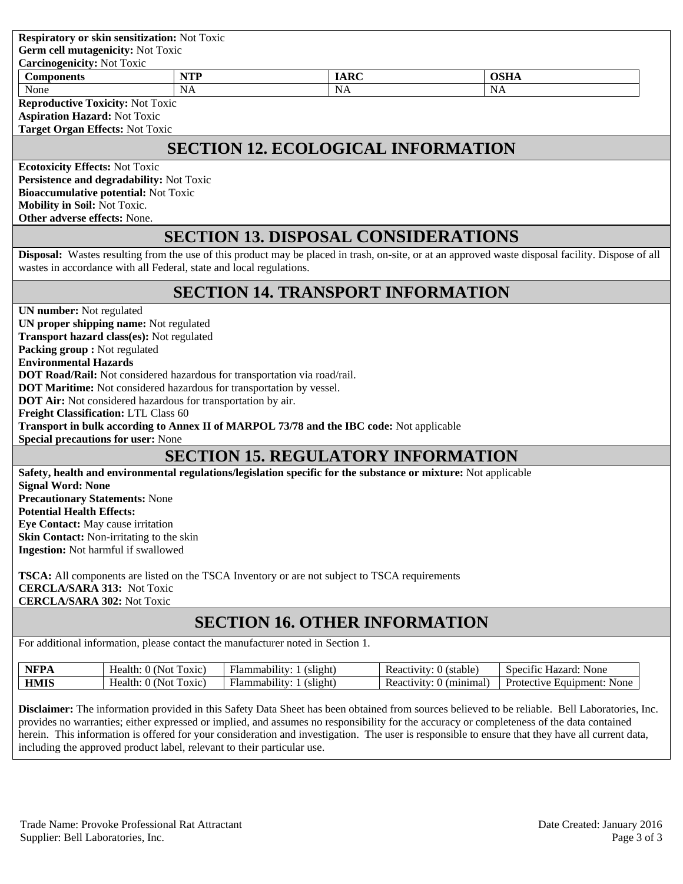**Respiratory or skin sensitization:** Not Toxic
**Germ cell mutagenicity:** Not Toxic
**Carcinogenicity:** Not Toxic

| Components | NTP | IARC | OSHA |
|---|---|---|---|
| None | NA | NA | NA |

**Reproductive Toxicity:** Not Toxic
**Aspiration Hazard:** Not Toxic
**Target Organ Effects:** Not Toxic

## SECTION 12. ECOLOGICAL INFORMATION

**Ecotoxicity Effects:** Not Toxic
**Persistence and degradability:** Not Toxic
**Bioaccumulative potential:** Not Toxic
**Mobility in Soil:** Not Toxic.
**Other adverse effects:** None.

## SECTION 13. DISPOSAL CONSIDERATIONS

**Disposal:** Wastes resulting from the use of this product may be placed in trash, on-site, or at an approved waste disposal facility. Dispose of all wastes in accordance with all Federal, state and local regulations.

## SECTION 14. TRANSPORT INFORMATION

**UN number:** Not regulated
**UN proper shipping name:** Not regulated
**Transport hazard class(es):** Not regulated
**Packing group :** Not regulated
**Environmental Hazards**
**DOT Road/Rail:** Not considered hazardous for transportation via road/rail.
**DOT Maritime:** Not considered hazardous for transportation by vessel.
**DOT Air:** Not considered hazardous for transportation by air.
**Freight Classification:** LTL Class 60
**Transport in bulk according to Annex II of MARPOL 73/78 and the IBC code:** Not applicable
**Special precautions for user:** None

## SECTION 15. REGULATORY INFORMATION

**Safety, health and environmental regulations/legislation specific for the substance or mixture:** Not applicable
**Signal Word: None**
**Precautionary Statements:** None
**Potential Health Effects:**
**Eye Contact:** May cause irritation
**Skin Contact:** Non-irritating to the skin
**Ingestion:** Not harmful if swallowed

**TSCA:** All components are listed on the TSCA Inventory or are not subject to TSCA requirements
**CERCLA/SARA 313:** Not Toxic
**CERCLA/SARA 302:** Not Toxic

## SECTION 16. OTHER INFORMATION

For additional information, please contact the manufacturer noted in Section 1.

| | | | | |
|---|---|---|---|---|
| **NFPA** | Health: 0 (Not Toxic) | Flammability: 1 (slight) | Reactivity: 0 (stable) | Specific Hazard: None |
| **HMIS** | Health: 0 (Not Toxic) | Flammability: 1 (slight) | Reactivity: 0 (minimal) | Protective Equipment: None |

**Disclaimer:** The information provided in this Safety Data Sheet has been obtained from sources believed to be reliable. Bell Laboratories, Inc. provides no warranties; either expressed or implied, and assumes no responsibility for the accuracy or completeness of the data contained herein. This information is offered for your consideration and investigation. The user is responsible to ensure that they have all current data, including the approved product label, relevant to their particular use.